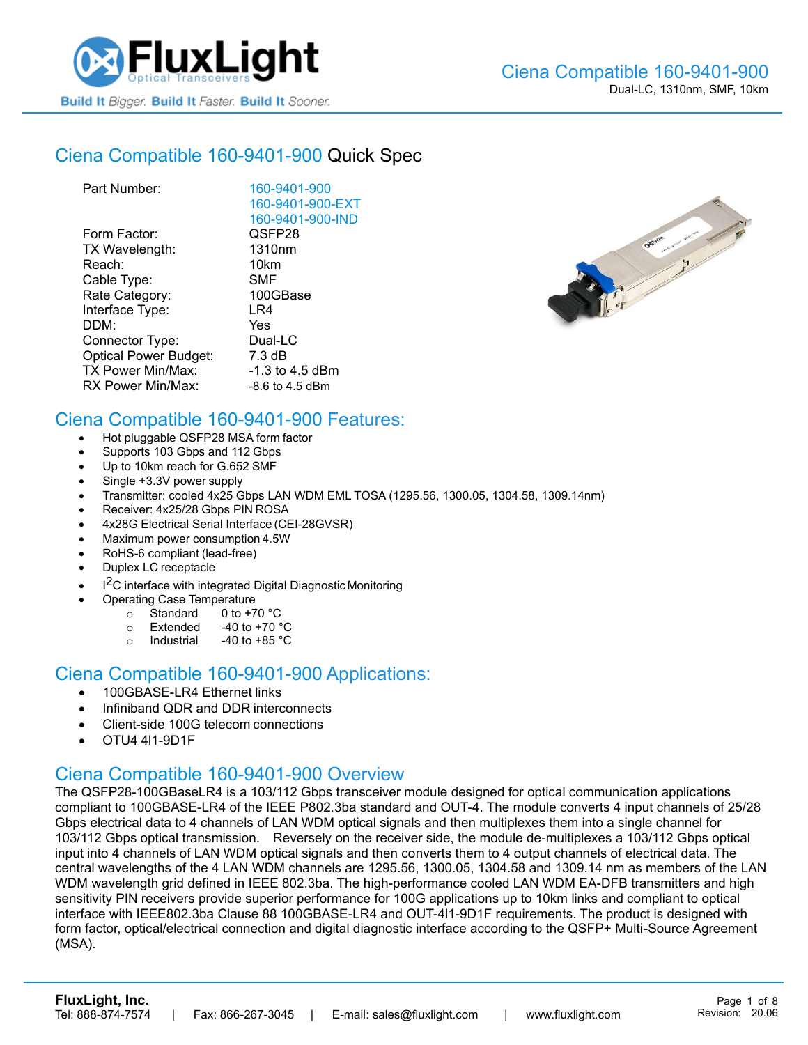# Ciena Compatible 160-9401-900

Dual-LC, 1310nm, SMF, 10km

## Ciena Compatible 160-9401-900 Quick Spec

| | |
|---|---|
| Part Number: | 160-9401-900<br>160-9401-900-EXT<br>160-9401-900-IND |
| Form Factor: | QSFP28 |
| TX Wavelength: | 1310nm |
| Reach: | 10km |
| Cable Type: | SMF |
| Rate Category: | 100GBase |
| Interface Type: | LR4 |
| DDM: | Yes |
| Connector Type: | Dual-LC |
| Optical Power Budget: | 7.3 dB |
| TX Power Min/Max: | -1.3 to 4.5 dBm |
| RX Power Min/Max: | -8.6 to 4.5 dBm |

## Ciena Compatible 160-9401-900 Features:

- Hot pluggable QSFP28 MSA form factor
- Supports 103 Gbps and 112 Gbps
- Up to 10km reach for G.652 SMF
- Single +3.3V power supply
- Transmitter: cooled 4x25 Gbps LAN WDM EML TOSA (1295.56, 1300.05, 1304.58, 1309.14nm)
- Receiver: 4x25/28 Gbps PIN ROSA
- 4x28G Electrical Serial Interface (CEI-28GVSR)
- Maximum power consumption 4.5W
- RoHS-6 compliant (lead-free)
- Duplex LC receptacle
- $I^2C$ interface with integrated Digital Diagnostic Monitoring
- Operating Case Temperature
  - Standard 0 to +70 °C
  - Extended -40 to +70 °C
  - Industrial -40 to +85 °C

## Ciena Compatible 160-9401-900 Applications:

- 100GBASE-LR4 Ethernet links
- Infiniband QDR and DDR interconnects
- Client-side 100G telecom connections
- OTU4 4I1-9D1F

## Ciena Compatible 160-9401-900 Overview

The QSFP28-100GBaseLR4 is a 103/112 Gbps transceiver module designed for optical communication applications compliant to 100GBASE-LR4 of the IEEE P802.3ba standard and OUT-4. The module converts 4 input channels of 25/28 Gbps electrical data to 4 channels of LAN WDM optical signals and then multiplexes them into a single channel for 103/112 Gbps optical transmission. Reversely on the receiver side, the module de-multiplexes a 103/112 Gbps optical input into 4 channels of LAN WDM optical signals and then converts them to 4 output channels of electrical data. The central wavelengths of the 4 LAN WDM channels are 1295.56, 1300.05, 1304.58 and 1309.14 nm as members of the LAN WDM wavelength grid defined in IEEE 802.3ba. The high-performance cooled LAN WDM EA-DFB transmitters and high sensitivity PIN receivers provide superior performance for 100G applications up to 10km links and compliant to optical interface with IEEE802.3ba Clause 88 100GBASE-LR4 and OUT-4I1-9D1F requirements. The product is designed with form factor, optical/electrical connection and digital diagnostic interface according to the QSFP+ Multi-Source Agreement (MSA).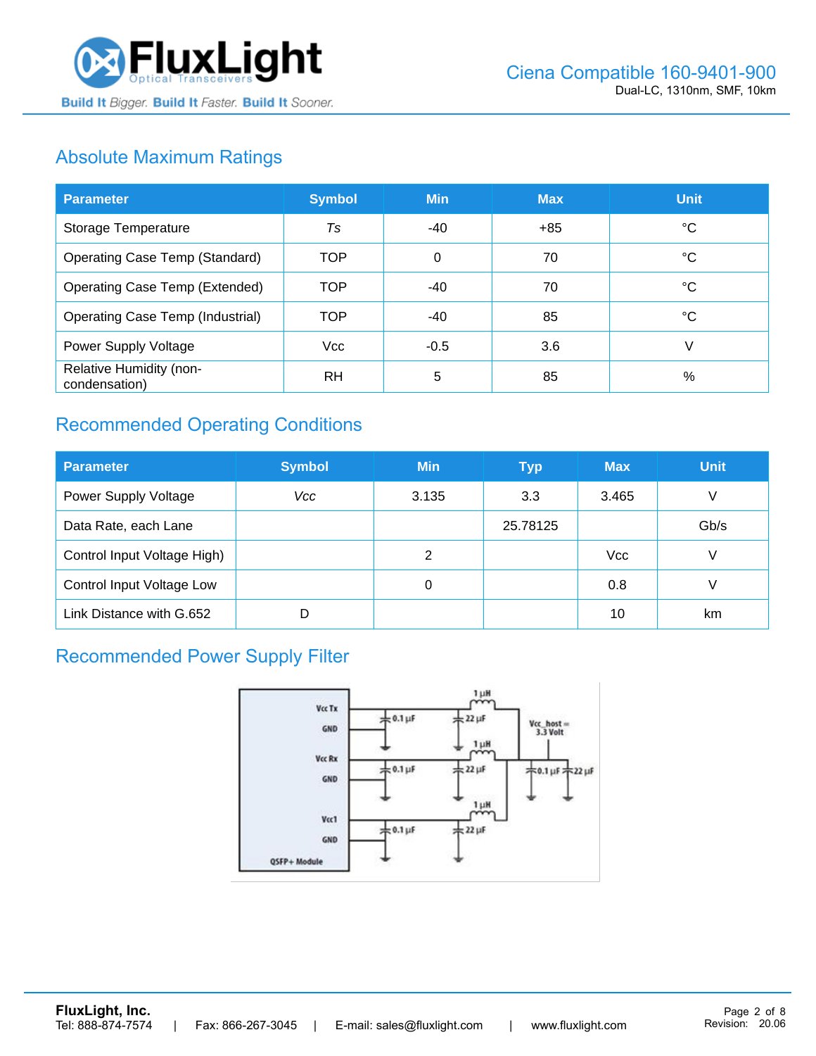## Absolute Maximum Ratings

| Parameter | Symbol | Min | Max | Unit |
|---|---|---|---|---|
| Storage Temperature | *Ts* | -40 | +85 | °C |
| Operating Case Temp (Standard) | TOP | 0 | 70 | °C |
| Operating Case Temp (Extended) | TOP | -40 | 70 | °C |
| Operating Case Temp (Industrial) | TOP | -40 | 85 | °C |
| Power Supply Voltage | Vcc | -0.5 | 3.6 | V |
| Relative Humidity (non-condensation) | RH | 5 | 85 | % |

## Recommended Operating Conditions

| Parameter | Symbol | Min | Typ | Max | Unit |
|---|---|---|---|---|---|
| Power Supply Voltage | *Vcc* | 3.135 | 3.3 | 3.465 | V |
| Data Rate, each Lane | | | 25.78125 | | Gb/s |
| Control Input Voltage High) | | 2 | | Vcc | V |
| Control Input Voltage Low | | 0 | | 0.8 | V |
| Link Distance with G.652 | D | | | 10 | km |

## Recommended Power Supply Filter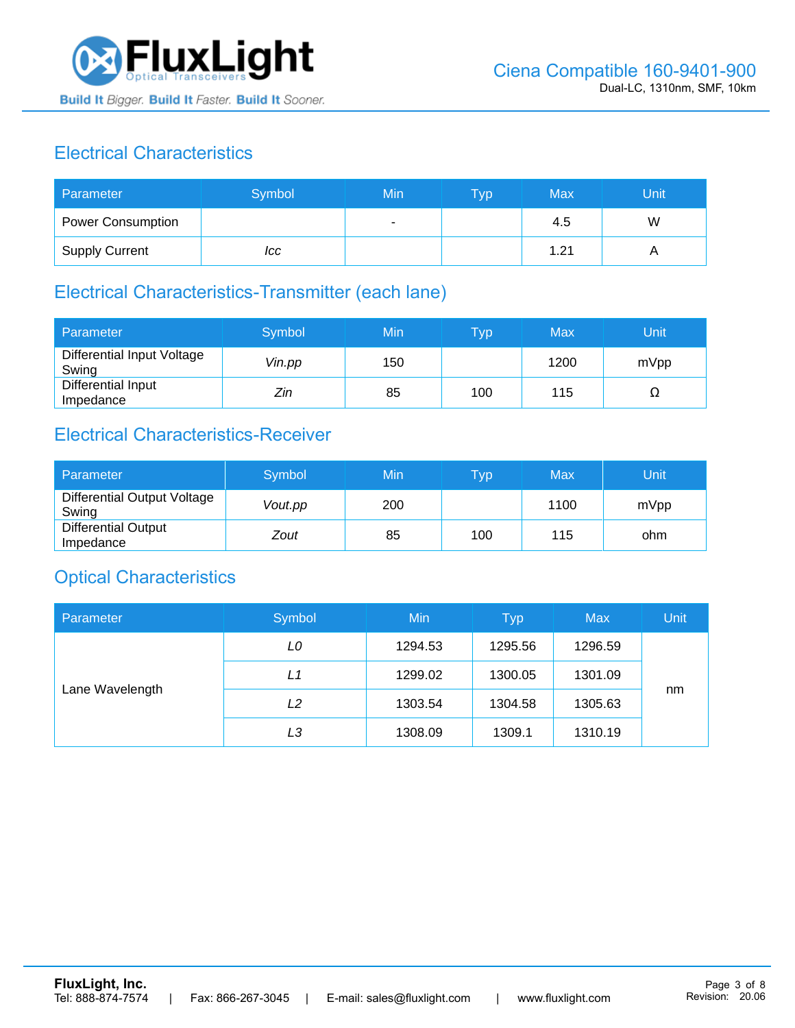## Electrical Characteristics

| Parameter | Symbol | Min | Typ | Max | Unit |
|---|---|---|---|---|---|
| Power Consumption | | - | | 4.5 | W |
| Supply Current | *Icc* | | | 1.21 | A |

## Electrical Characteristics-Transmitter (each lane)

| Parameter | Symbol | Min | Typ | Max | Unit |
|---|---|---|---|---|---|
| Differential Input Voltage Swing | *Vin.pp* | 150 | | 1200 | mVpp |
| Differential Input Impedance | *Zin* | 85 | 100 | 115 | Ω |

## Electrical Characteristics-Receiver

| Parameter | Symbol | Min | Typ | Max | Unit |
|---|---|---|---|---|---|
| Differential Output Voltage Swing | *Vout.pp* | 200 | | 1100 | mVpp |
| Differential Output Impedance | *Zout* | 85 | 100 | 115 | ohm |

## Optical Characteristics

| Parameter | Symbol | Min | Typ | Max | Unit |
|---|---|---|---|---|---|
| Lane Wavelength | *L0* | 1294.53 | 1295.56 | 1296.59 | nm |
| | *L1* | 1299.02 | 1300.05 | 1301.09 | |
| | *L2* | 1303.54 | 1304.58 | 1305.63 | |
| | *L3* | 1308.09 | 1309.1 | 1310.19 | |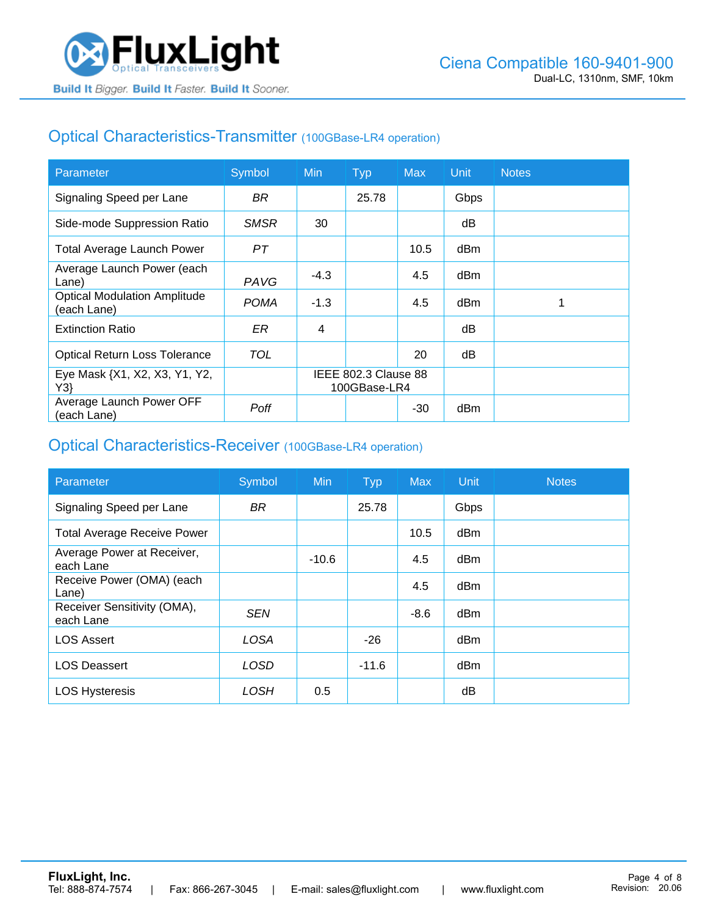## Optical Characteristics-Transmitter (100GBase-LR4 operation)

| Parameter | Symbol | Min | Typ | Max | Unit | Notes |
|---|---|---|---|---|---|---|
| Signaling Speed per Lane | *BR* | | 25.78 | | Gbps | |
| Side-mode Suppression Ratio | *SMSR* | 30 | | | dB | |
| Total Average Launch Power | *PT* | | | 10.5 | dBm | |
| Average Launch Power (each Lane) | *PAVG* | -4.3 | | 4.5 | dBm | |
| Optical Modulation Amplitude (each Lane) | *POMA* | -1.3 | | 4.5 | dBm | 1 |
| Extinction Ratio | *ER* | 4 | | | dB | |
| Optical Return Loss Tolerance | *TOL* | | | 20 | dB | |
| Eye Mask {X1, X2, X3, Y1, Y2, Y3} | | IEEE 802.3 Clause 88 100GBase-LR4 | | | | |
| Average Launch Power OFF (each Lane) | *Poff* | | | -30 | dBm | |

## Optical Characteristics-Receiver (100GBase-LR4 operation)

| Parameter | Symbol | Min | Typ | Max | Unit | Notes |
|---|---|---|---|---|---|---|
| Signaling Speed per Lane | *BR* | | 25.78 | | Gbps | |
| Total Average Receive Power | | | | 10.5 | dBm | |
| Average Power at Receiver, each Lane | | -10.6 | | 4.5 | dBm | |
| Receive Power (OMA) (each Lane) | | | | 4.5 | dBm | |
| Receiver Sensitivity (OMA), each Lane | *SEN* | | | -8.6 | dBm | |
| LOS Assert | *LOSA* | | -26 | | dBm | |
| LOS Deassert | *LOSD* | | -11.6 | | dBm | |
| LOS Hysteresis | *LOSH* | 0.5 | | | dB | |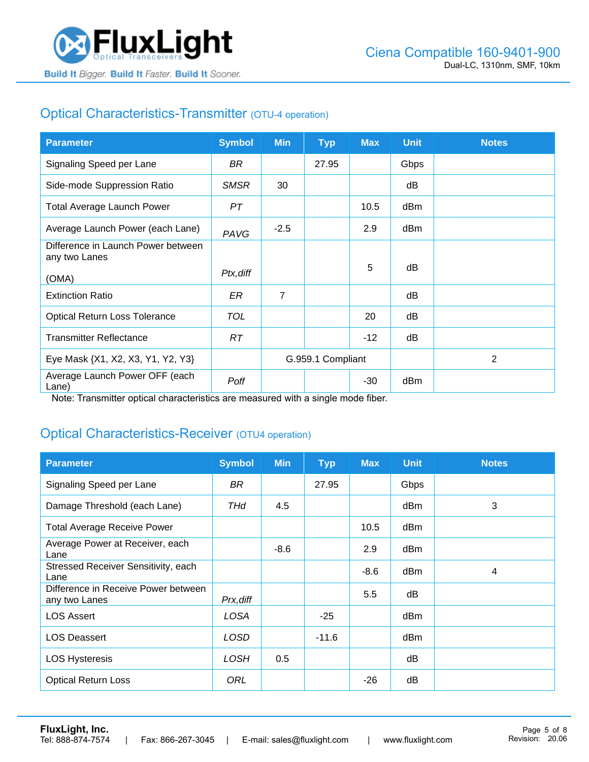## Optical Characteristics-Transmitter (OTU-4 operation)

| Parameter | Symbol | Min | Typ | Max | Unit | Notes |
|---|---|---|---|---|---|---|
| Signaling Speed per Lane | *BR* | | 27.95 | | Gbps | |
| Side-mode Suppression Ratio | *SMSR* | 30 | | | dB | |
| Total Average Launch Power | *PT* | | | 10.5 | dBm | |
| Average Launch Power (each Lane) | *PAVG* | -2.5 | | 2.9 | dBm | |
| Difference in Launch Power between any two Lanes (OMA) | *Ptx,diff* | | | 5 | dB | |
| Extinction Ratio | *ER* | 7 | | | dB | |
| Optical Return Loss Tolerance | *TOL* | | | 20 | dB | |
| Transmitter Reflectance | *RT* | | | -12 | dB | |
| Eye Mask {X1, X2, X3, Y1, Y2, Y3} | | G.959.1 Compliant | | | | 2 |
| Average Launch Power OFF (each Lane) | *Poff* | | | -30 | dBm | |

Note: Transmitter optical characteristics are measured with a single mode fiber.

## Optical Characteristics-Receiver (OTU4 operation)

| Parameter | Symbol | Min | Typ | Max | Unit | Notes |
|---|---|---|---|---|---|---|
| Signaling Speed per Lane | *BR* | | 27.95 | | Gbps | |
| Damage Threshold (each Lane) | *THd* | 4.5 | | | dBm | 3 |
| Total Average Receive Power | | | | 10.5 | dBm | |
| Average Power at Receiver, each Lane | | -8.6 | | 2.9 | dBm | |
| Stressed Receiver Sensitivity, each Lane | | | | -8.6 | dBm | 4 |
| Difference in Receive Power between any two Lanes | *Prx,diff* | | | 5.5 | dB | |
| LOS Assert | *LOSA* | | -25 | | dBm | |
| LOS Deassert | *LOSD* | | -11.6 | | dBm | |
| LOS Hysteresis | *LOSH* | 0.5 | | | dB | |
| Optical Return Loss | *ORL* | | | -26 | dB | |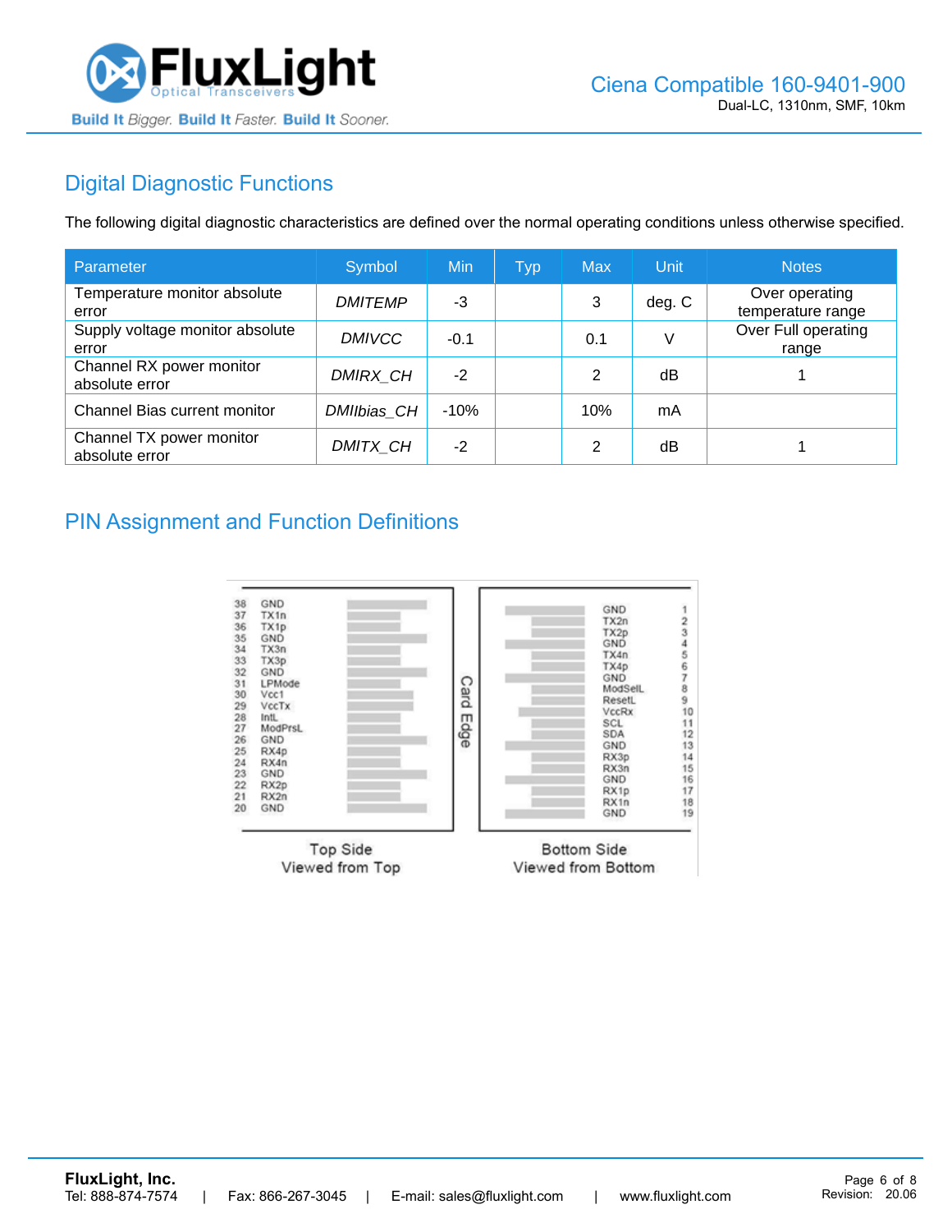## Digital Diagnostic Functions

The following digital diagnostic characteristics are defined over the normal operating conditions unless otherwise specified.

| Parameter | Symbol | Min | Typ | Max | Unit | Notes |
|---|---|---|---|---|---|---|
| Temperature monitor absolute error | *DMITEMP* | -3 | | 3 | deg. C | Over operating temperature range |
| Supply voltage monitor absolute error | *DMIVCC* | -0.1 | | 0.1 | V | Over Full operating range |
| Channel RX power monitor absolute error | *DMIRX_CH* | -2 | | 2 | dB | 1 |
| Channel Bias current monitor | *DMIIbias_CH* | -10% | | 10% | mA | |
| Channel TX power monitor absolute error | *DMITX_CH* | -2 | | 2 | dB | 1 |

## PIN Assignment and Function Definitions

| Top Side Pin | Top Side Signal | Bottom Side Pin | Bottom Side Signal |
|---|---|---|---|
| 38 | GND | 1 | GND |
| 37 | TX1n | 2 | TX2n |
| 36 | TX1p | 3 | TX2p |
| 35 | GND | 4 | GND |
| 34 | TX3n | 5 | TX4n |
| 33 | TX3p | 6 | TX4p |
| 32 | GND | 7 | GND |
| 31 | LPMode | 8 | ModSelL |
| 30 | Vcc1 | 9 | ResetL |
| 29 | VccTx | 10 | VccRx |
| 28 | IntL | 11 | SCL |
| 27 | ModPrsL | 12 | SDA |
| 26 | GND | 13 | GND |
| 25 | RX4p | 14 | RX3p |
| 24 | RX4n | 15 | RX3n |
| 23 | GND | 16 | GND |
| 22 | RX2p | 17 | RX1p |
| 21 | RX2n | 18 | RX1n |
| 20 | GND | 19 | GND |

Card Edge

Top Side
Viewed from Top

Bottom Side
Viewed from Bottom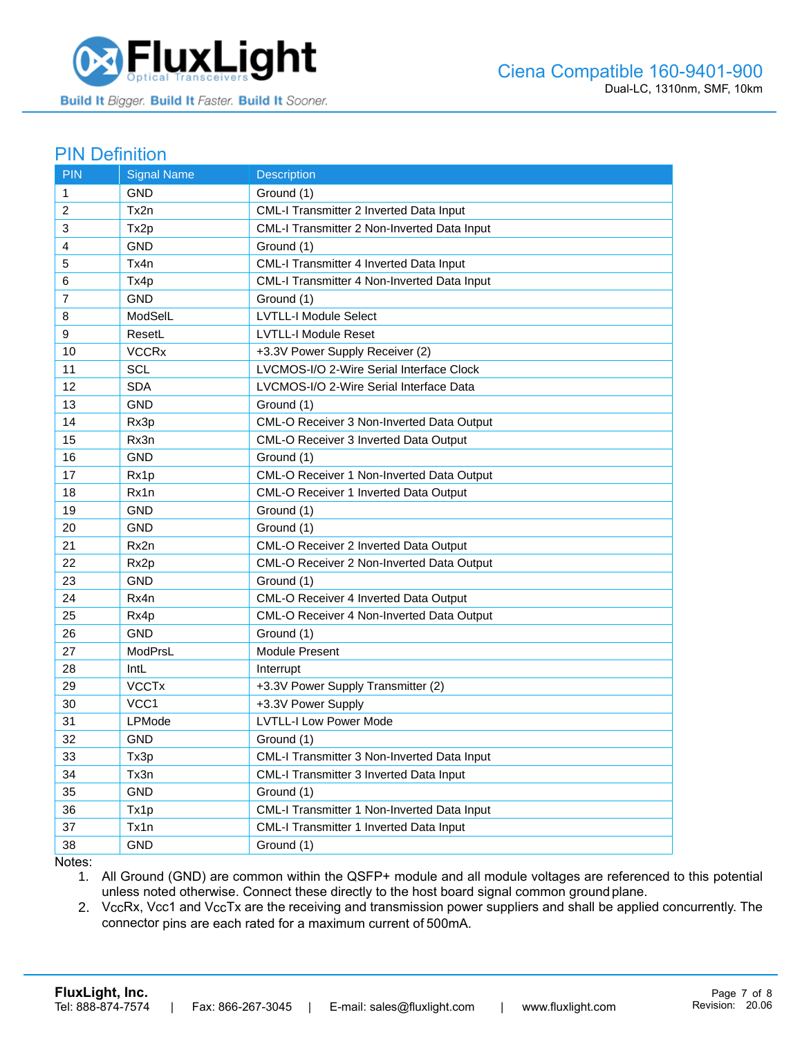## PIN Definition

| PIN | Signal Name | Description |
|---|---|---|
| 1 | GND | Ground (1) |
| 2 | Tx2n | CML-I Transmitter 2 Inverted Data Input |
| 3 | Tx2p | CML-I Transmitter 2 Non-Inverted Data Input |
| 4 | GND | Ground (1) |
| 5 | Tx4n | CML-I Transmitter 4 Inverted Data Input |
| 6 | Tx4p | CML-I Transmitter 4 Non-Inverted Data Input |
| 7 | GND | Ground (1) |
| 8 | ModSelL | LVTLL-I Module Select |
| 9 | ResetL | LVTLL-I Module Reset |
| 10 | VCCRx | +3.3V Power Supply Receiver (2) |
| 11 | SCL | LVCMOS-I/O 2-Wire Serial Interface Clock |
| 12 | SDA | LVCMOS-I/O 2-Wire Serial Interface Data |
| 13 | GND | Ground (1) |
| 14 | Rx3p | CML-O Receiver 3 Non-Inverted Data Output |
| 15 | Rx3n | CML-O Receiver 3 Inverted Data Output |
| 16 | GND | Ground (1) |
| 17 | Rx1p | CML-O Receiver 1 Non-Inverted Data Output |
| 18 | Rx1n | CML-O Receiver 1 Inverted Data Output |
| 19 | GND | Ground (1) |
| 20 | GND | Ground (1) |
| 21 | Rx2n | CML-O Receiver 2 Inverted Data Output |
| 22 | Rx2p | CML-O Receiver 2 Non-Inverted Data Output |
| 23 | GND | Ground (1) |
| 24 | Rx4n | CML-O Receiver 4 Inverted Data Output |
| 25 | Rx4p | CML-O Receiver 4 Non-Inverted Data Output |
| 26 | GND | Ground (1) |
| 27 | ModPrsL | Module Present |
| 28 | IntL | Interrupt |
| 29 | VCCTx | +3.3V Power Supply Transmitter (2) |
| 30 | VCC1 | +3.3V Power Supply |
| 31 | LPMode | LVTLL-I Low Power Mode |
| 32 | GND | Ground (1) |
| 33 | Tx3p | CML-I Transmitter 3 Non-Inverted Data Input |
| 34 | Tx3n | CML-I Transmitter 3 Inverted Data Input |
| 35 | GND | Ground (1) |
| 36 | Tx1p | CML-I Transmitter 1 Non-Inverted Data Input |
| 37 | Tx1n | CML-I Transmitter 1 Inverted Data Input |
| 38 | GND | Ground (1) |

Notes:

1. All Ground (GND) are common within the QSFP+ module and all module voltages are referenced to this potential unless noted otherwise. Connect these directly to the host board signal common ground plane.
2. VccRx, Vcc1 and VccTx are the receiving and transmission power suppliers and shall be applied concurrently. The connector pins are each rated for a maximum current of 500mA.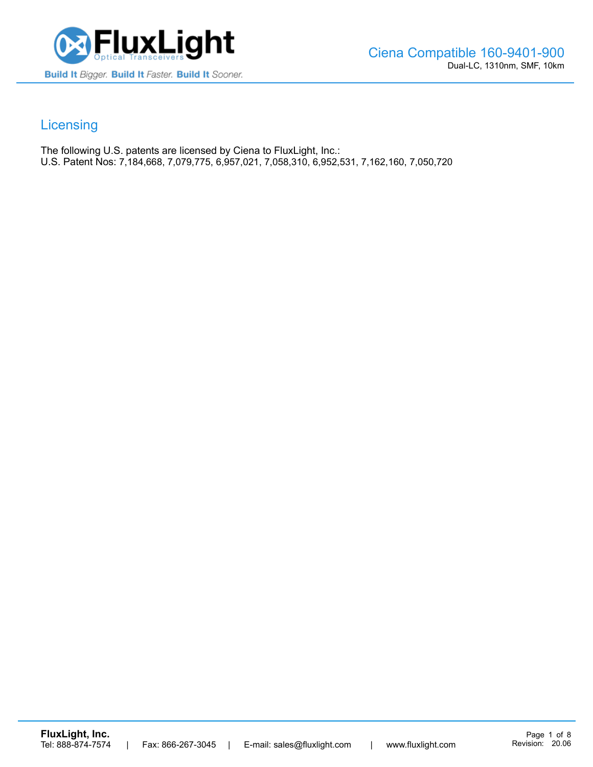## Licensing

The following U.S. patents are licensed by Ciena to FluxLight, Inc.:
U.S. Patent Nos: 7,184,668, 7,079,775, 6,957,021, 7,058,310, 6,952,531, 7,162,160, 7,050,720